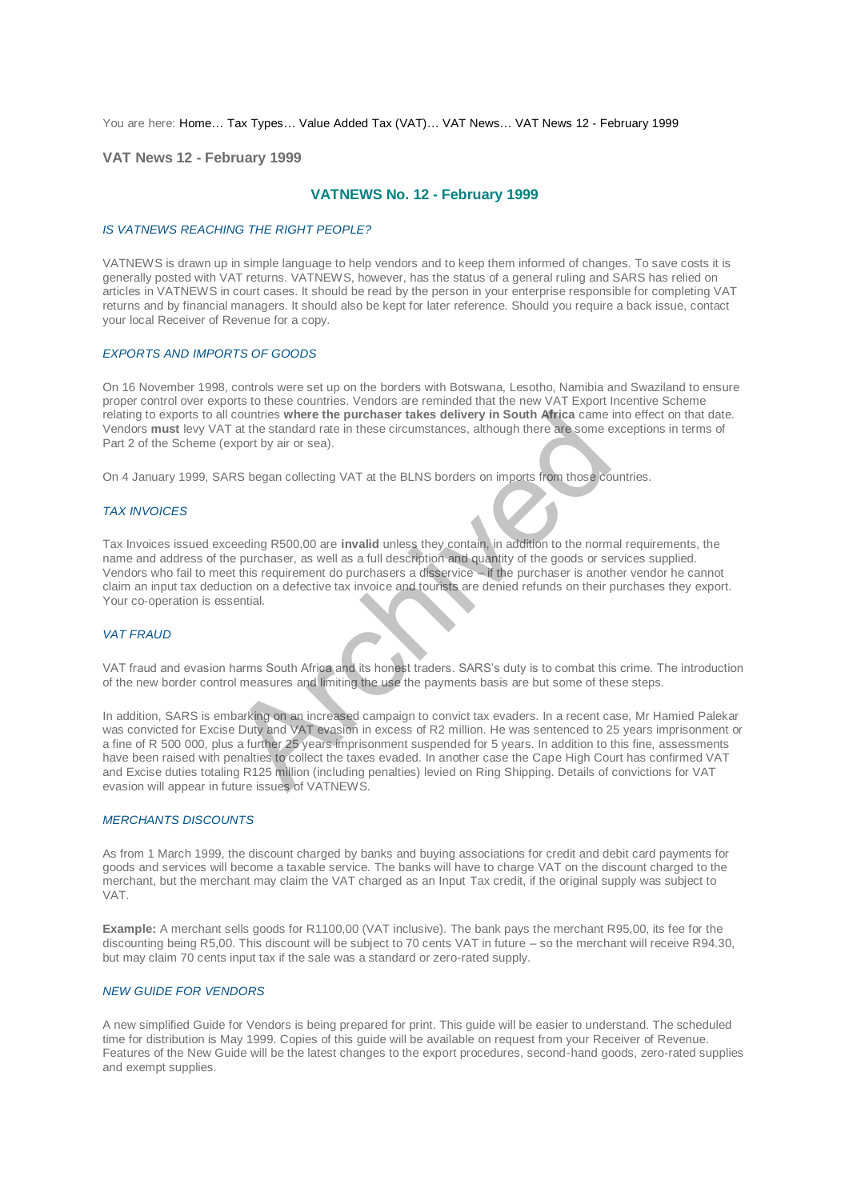You are here: Home… Tax Types… Value Added Tax (VAT)… VAT News… VAT News 12 - February 1999

## VAT News 12 - February 1999

# VATNEWS No. 12 - February 1999

### *IS VATNEWS REACHING THE RIGHT PEOPLE?*

VATNEWS is drawn up in simple language to help vendors and to keep them informed of changes. To save costs it is generally posted with VAT returns. VATNEWS, however, has the status of a general ruling and SARS has relied on articles in VATNEWS in court cases. It should be read by the person in your enterprise responsible for completing VAT returns and by financial managers. It should also be kept for later reference. Should you require a back issue, contact your local Receiver of Revenue for a copy.

### *EXPORTS AND IMPORTS OF GOODS*

On 16 November 1998, controls were set up on the borders with Botswana, Lesotho, Namibia and Swaziland to ensure proper control over exports to these countries. Vendors are reminded that the new VAT Export Incentive Scheme relating to exports to all countries **where the purchaser takes delivery in South Africa** came into effect on that date. Vendors **must** levy VAT at the standard rate in these circumstances, although there are some exceptions in terms of Part 2 of the Scheme (export by air or sea).

On 4 January 1999, SARS began collecting VAT at the BLNS borders on imports from those countries.

### *TAX INVOICES*

Tax Invoices issued exceeding R500,00 are **invalid** unless they contain, in addition to the normal requirements, the name and address of the purchaser, as well as a full description and quantity of the goods or services supplied. Vendors who fail to meet this requirement do purchasers a disservice – if the purchaser is another vendor he cannot claim an input tax deduction on a defective tax invoice and tourists are denied refunds on their purchases they export. Your co-operation is essential.

### *VAT FRAUD*

VAT fraud and evasion harms South Africa and its honest traders. SARS's duty is to combat this crime. The introduction of the new border control measures and limiting the use the payments basis are but some of these steps.

In addition, SARS is embarking on an increased campaign to convict tax evaders. In a recent case, Mr Hamied Palekar was convicted for Excise Duty and VAT evasion in excess of R2 million. He was sentenced to 25 years imprisonment or a fine of R 500 000, plus a further 25 years imprisonment suspended for 5 years. In addition to this fine, assessments have been raised with penalties to collect the taxes evaded. In another case the Cape High Court has confirmed VAT and Excise duties totaling R125 million (including penalties) levied on Ring Shipping. Details of convictions for VAT evasion will appear in future issues of VATNEWS.

### *MERCHANTS DISCOUNTS*

As from 1 March 1999, the discount charged by banks and buying associations for credit and debit card payments for goods and services will become a taxable service. The banks will have to charge VAT on the discount charged to the merchant, but the merchant may claim the VAT charged as an Input Tax credit, if the original supply was subject to VAT.

**Example:** A merchant sells goods for R1100,00 (VAT inclusive). The bank pays the merchant R95,00, its fee for the discounting being R5,00. This discount will be subject to 70 cents VAT in future – so the merchant will receive R94.30, but may claim 70 cents input tax if the sale was a standard or zero-rated supply.

### *NEW GUIDE FOR VENDORS*

A new simplified Guide for Vendors is being prepared for print. This guide will be easier to understand. The scheduled time for distribution is May 1999. Copies of this guide will be available on request from your Receiver of Revenue. Features of the New Guide will be the latest changes to the export procedures, second-hand goods, zero-rated supplies and exempt supplies.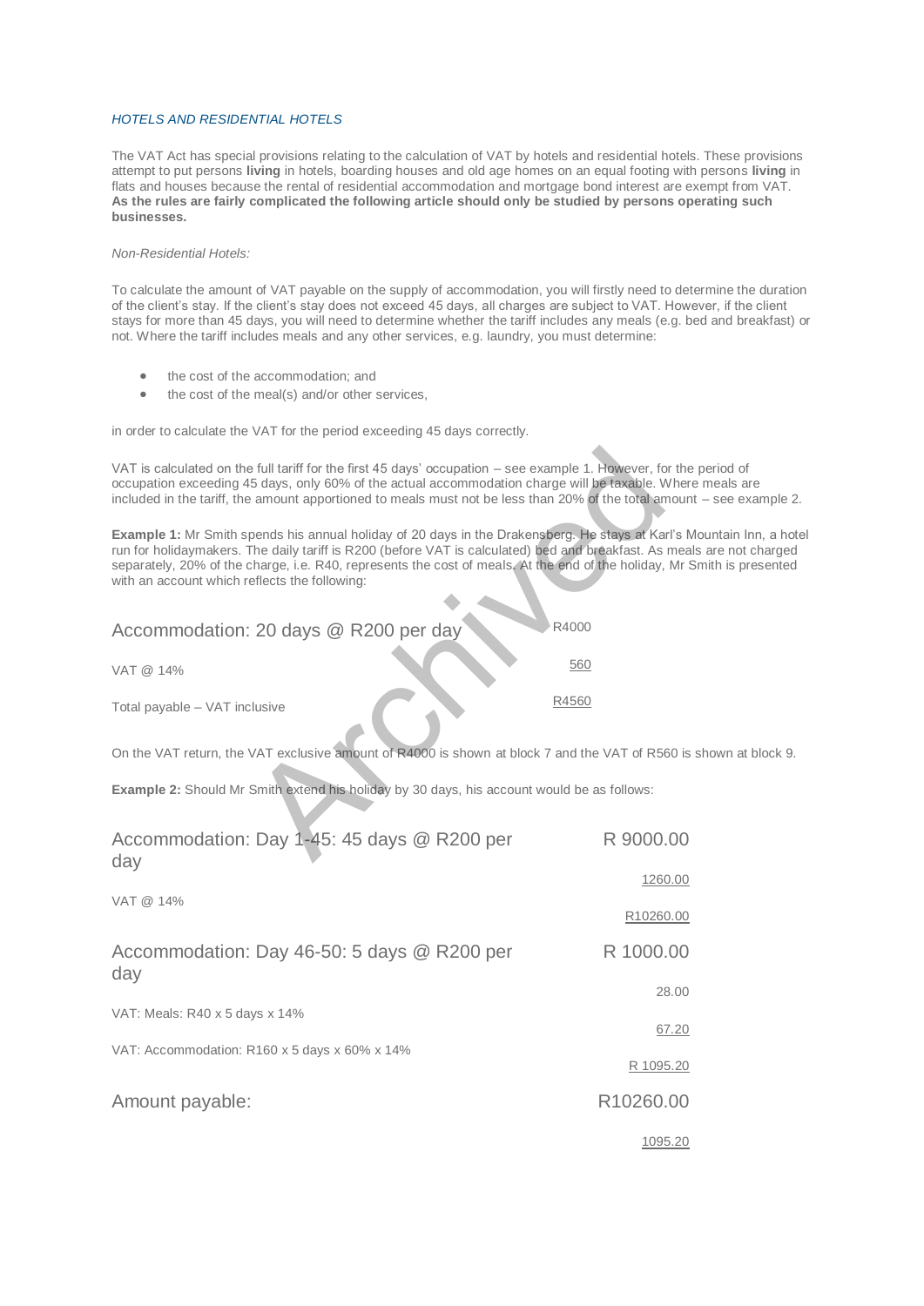*HOTELS AND RESIDENTIAL HOTELS*

The VAT Act has special provisions relating to the calculation of VAT by hotels and residential hotels. These provisions attempt to put persons **living** in hotels, boarding houses and old age homes on an equal footing with persons **living** in flats and houses because the rental of residential accommodation and mortgage bond interest are exempt from VAT. **As the rules are fairly complicated the following article should only be studied by persons operating such businesses.**

*Non-Residential Hotels:*

To calculate the amount of VAT payable on the supply of accommodation, you will firstly need to determine the duration of the client's stay. If the client's stay does not exceed 45 days, all charges are subject to VAT. However, if the client stays for more than 45 days, you will need to determine whether the tariff includes any meals (e.g. bed and breakfast) or not. Where the tariff includes meals and any other services, e.g. laundry, you must determine:

- the cost of the accommodation; and
- the cost of the meal(s) and/or other services,

in order to calculate the VAT for the period exceeding 45 days correctly.

VAT is calculated on the full tariff for the first 45 days' occupation – see example 1. However, for the period of occupation exceeding 45 days, only 60% of the actual accommodation charge will be taxable. Where meals are included in the tariff, the amount apportioned to meals must not be less than 20% of the total amount – see example 2.

**Example 1:** Mr Smith spends his annual holiday of 20 days in the Drakensberg. He stays at Karl's Mountain Inn, a hotel run for holidaymakers. The daily tariff is R200 (before VAT is calculated) bed and breakfast. As meals are not charged separately, 20% of the charge, i.e. R40, represents the cost of meals. At the end of the holiday, Mr Smith is presented with an account which reflects the following:

| | |
|---|---|
| Accommodation: 20 days @ R200 per day | R4000 |
| VAT @ 14% | 560 |
| Total payable – VAT inclusive | R4560 |

On the VAT return, the VAT exclusive amount of R4000 is shown at block 7 and the VAT of R560 is shown at block 9.

**Example 2:** Should Mr Smith extend his holiday by 30 days, his account would be as follows:

| | |
|---|---|
| Accommodation: Day 1-45: 45 days @ R200 per day | R 9000.00 |
| VAT @ 14% | 1260.00 |
| | R10260.00 |
| Accommodation: Day 46-50: 5 days @ R200 per day | R 1000.00 |
| VAT: Meals: R40 x 5 days x 14% | 28.00 |
| VAT: Accommodation: R160 x 5 days x 60% x 14% | 67.20 |
| | R 1095.20 |
| Amount payable: | R10260.00 |
| | 1095.20 |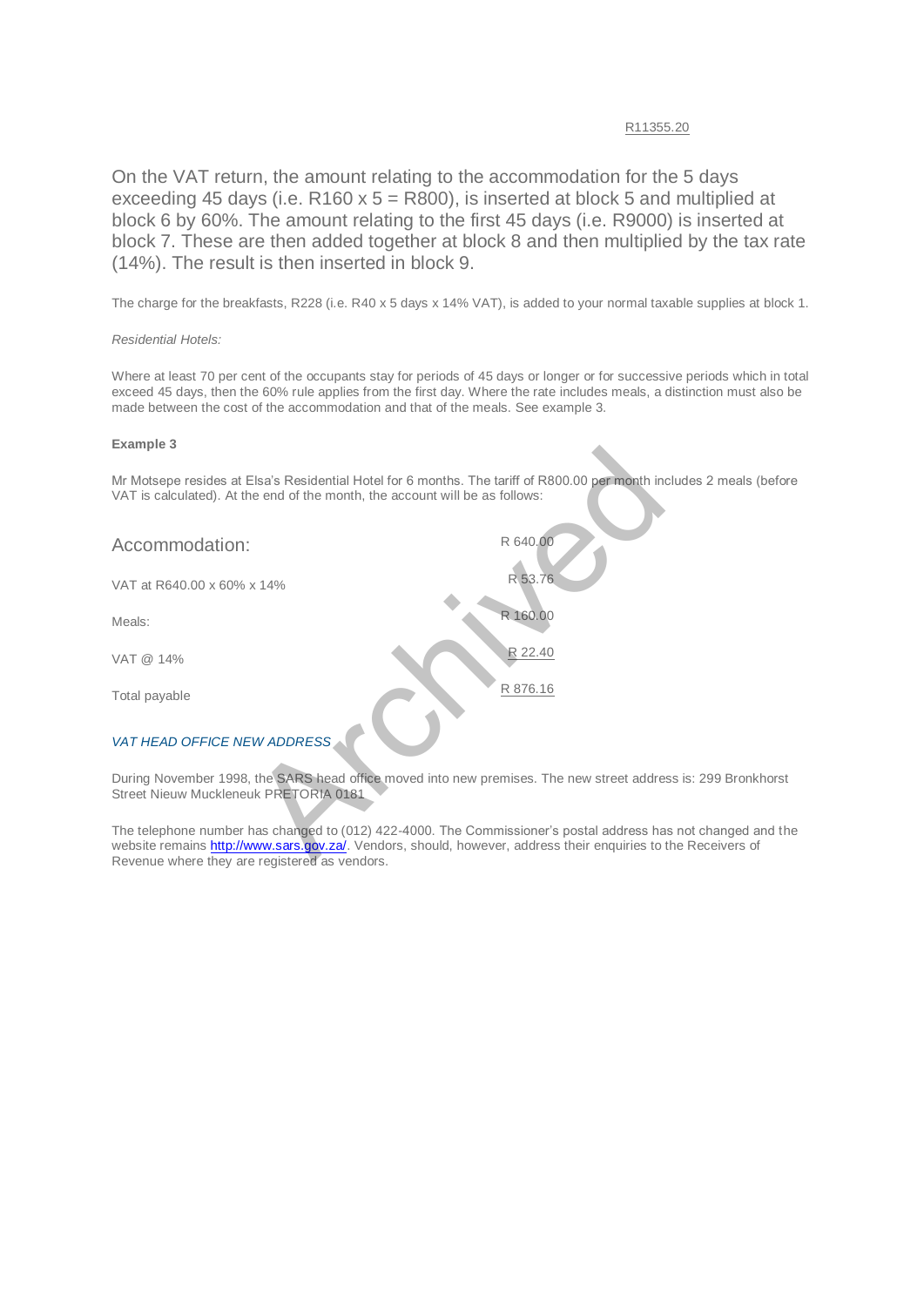R11355.20

On the VAT return, the amount relating to the accommodation for the 5 days exceeding 45 days (i.e. R160 x 5 = R800), is inserted at block 5 and multiplied at block 6 by 60%. The amount relating to the first 45 days (i.e. R9000) is inserted at block 7. These are then added together at block 8 and then multiplied by the tax rate (14%). The result is then inserted in block 9.

The charge for the breakfasts, R228 (i.e. R40 x 5 days x 14% VAT), is added to your normal taxable supplies at block 1.

*Residential Hotels:*

Where at least 70 per cent of the occupants stay for periods of 45 days or longer or for successive periods which in total exceed 45 days, then the 60% rule applies from the first day. Where the rate includes meals, a distinction must also be made between the cost of the accommodation and that of the meals. See example 3.

**Example 3**

Mr Motsepe resides at Elsa's Residential Hotel for 6 months. The tariff of R800.00 per month includes 2 meals (before VAT is calculated). At the end of the month, the account will be as follows:

| | |
|---|---|
| Accommodation: | R 640.00 |
| VAT at R640.00 x 60% x 14% | R 53.76 |
| Meals: | R 160.00 |
| VAT @ 14% | R 22.40 |
| Total payable | R 876.16 |

*VAT HEAD OFFICE NEW ADDRESS*

During November 1998, the SARS head office moved into new premises. The new street address is: 299 Bronkhorst Street Nieuw Muckleneuk PRETORIA 0181

The telephone number has changed to (012) 422-4000. The Commissioner's postal address has not changed and the website remains http://www.sars.gov.za/. Vendors, should, however, address their enquiries to the Receivers of Revenue where they are registered as vendors.